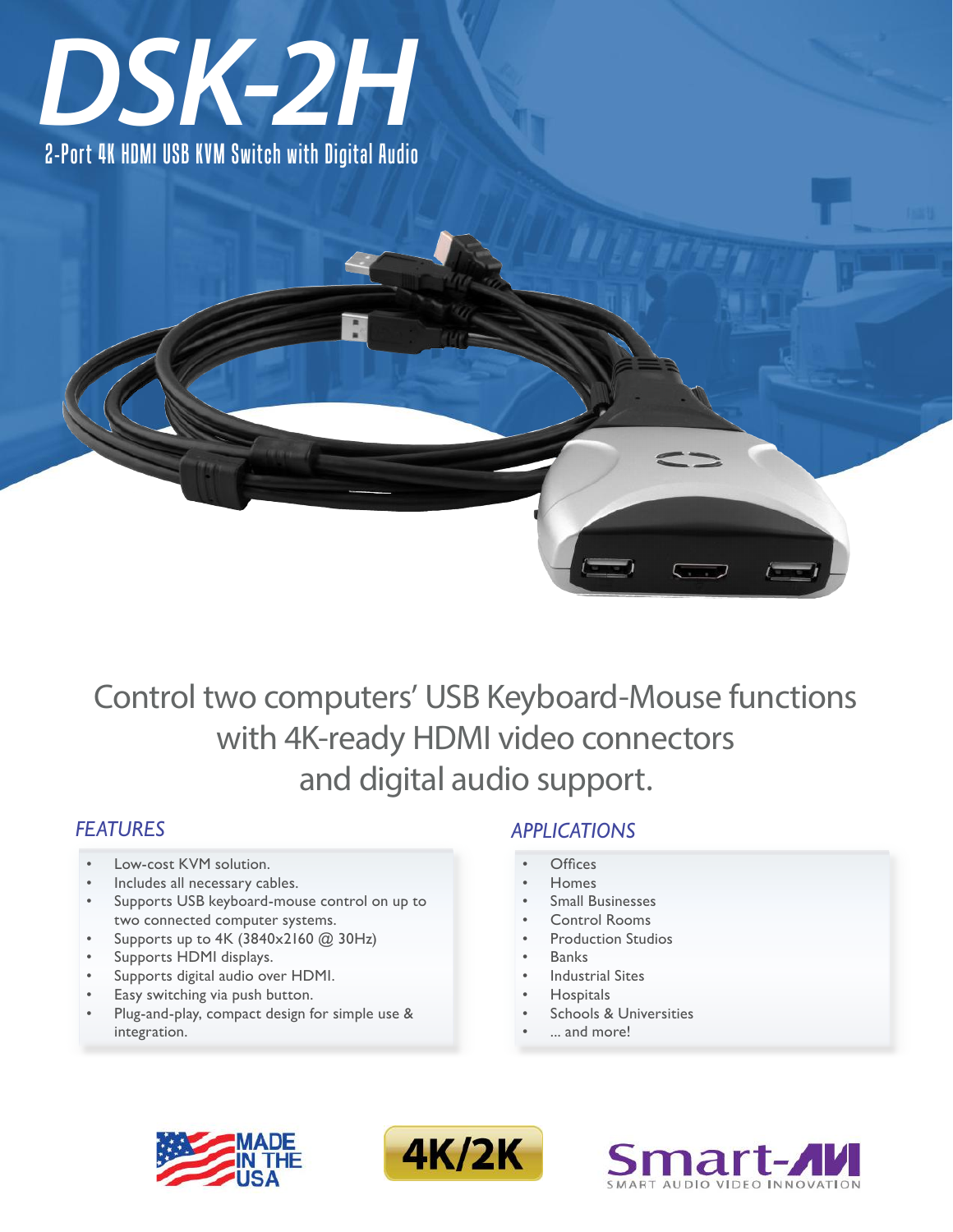# DSK-2H

## 2-Port 4K HDMI USB KVM Switch with Digital Audio

Control two computers' USB Keyboard-Mouse functions with 4K-ready HDMI video connectors and digital audio support.

### FEATURES

- Low-cost KVM solution.
- Includes all necessary cables.
- Supports USB keyboard-mouse control on up to two connected computer systems.
- Supports up to 4K (3840x2160 @ 30Hz)
- Supports HDMI displays.
- Supports digital audio over HDMI.
- Easy switching via push button.
- Plug-and-play, compact design for simple use & integration.

### APPLICATIONS

- Offices
- Homes
- Small Businesses
- Control Rooms
- Production Studios
- Banks
- Industrial Sites
- Hospitals
- Schools & Universities
- ... and more!

MADE IN THE USA

4K/2K

Smart-AVI
SMART AUDIO VIDEO INNOVATION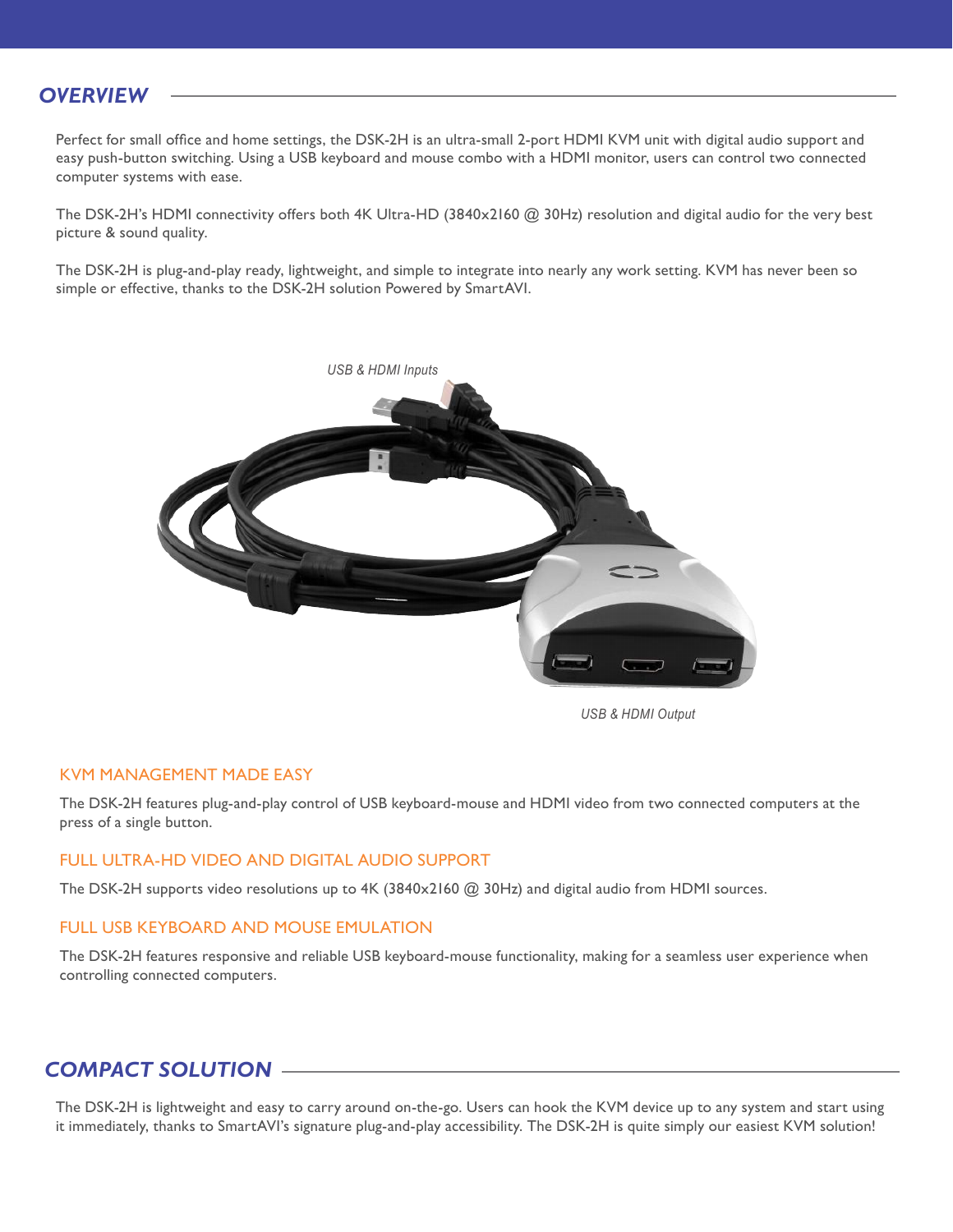## OVERVIEW

Perfect for small office and home settings, the DSK-2H is an ultra-small 2-port HDMI KVM unit with digital audio support and easy push-button switching. Using a USB keyboard and mouse combo with a HDMI monitor, users can control two connected computer systems with ease.

The DSK-2H's HDMI connectivity offers both 4K Ultra-HD (3840x2160 @ 30Hz) resolution and digital audio for the very best picture & sound quality.

The DSK-2H is plug-and-play ready, lightweight, and simple to integrate into nearly any work setting. KVM has never been so simple or effective, thanks to the DSK-2H solution Powered by SmartAVI.

*USB & HDMI Inputs*

*USB & HDMI Output*

### KVM MANAGEMENT MADE EASY

The DSK-2H features plug-and-play control of USB keyboard-mouse and HDMI video from two connected computers at the press of a single button.

### FULL ULTRA-HD VIDEO AND DIGITAL AUDIO SUPPORT

The DSK-2H supports video resolutions up to 4K (3840x2160 @ 30Hz) and digital audio from HDMI sources.

### FULL USB KEYBOARD AND MOUSE EMULATION

The DSK-2H features responsive and reliable USB keyboard-mouse functionality, making for a seamless user experience when controlling connected computers.

## COMPACT SOLUTION

The DSK-2H is lightweight and easy to carry around on-the-go. Users can hook the KVM device up to any system and start using it immediately, thanks to SmartAVI's signature plug-and-play accessibility. The DSK-2H is quite simply our easiest KVM solution!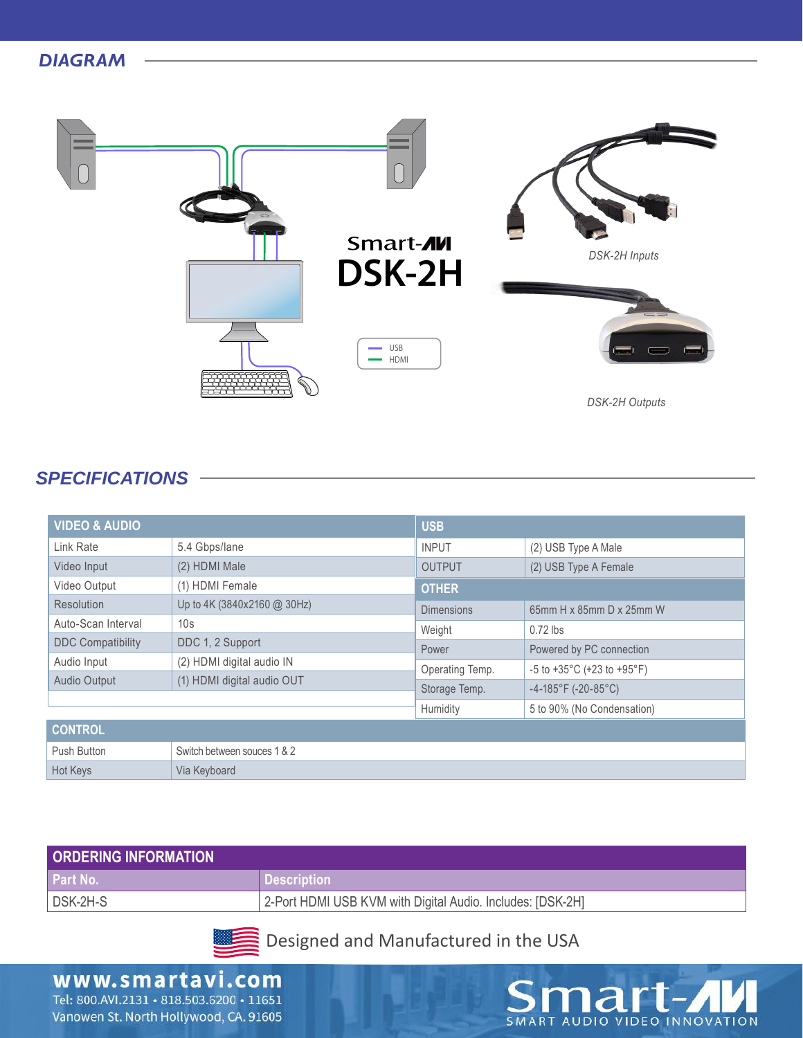## DIAGRAM

Smart-AVI
DSK-2H

USB
HDMI

*DSK-2H Inputs*

*DSK-2H Outputs*

## SPECIFICATIONS

| VIDEO & AUDIO | |
|---|---|
| Link Rate | 5.4 Gbps/lane |
| Video Input | (2) HDMI Male |
| Video Output | (1) HDMI Female |
| Resolution | Up to 4K (3840x2160 @ 30Hz) |
| Auto-Scan Interval | 10s |
| DDC Compatibility | DDC 1, 2 Support |
| Audio Input | (2) HDMI digital audio IN |
| Audio Output | (1) HDMI digital audio OUT |

| USB | |
|---|---|
| INPUT | (2) USB Type A Male |
| OUTPUT | (2) USB Type A Female |

| OTHER | |
|---|---|
| Dimensions | 65mm H x 85mm D x 25mm W |
| Weight | 0.72 lbs |
| Power | Powered by PC connection |
| Operating Temp. | -5 to +35°C (+23 to +95°F) |
| Storage Temp. | -4-185°F (-20-85°C) |
| Humidity | 5 to 90% (No Condensation) |

| CONTROL | |
|---|---|
| Push Button | Switch between souces 1 & 2 |
| Hot Keys | Via Keyboard |

| ORDERING INFORMATION | |
|---|---|
| Part No. | Description |
| DSK-2H-S | 2-Port HDMI USB KVM with Digital Audio. Includes: [DSK-2H] |

Designed and Manufactured in the USA

**www.smartavi.com**
Tel: 800.AVI.2131 • 818.503.6200 • 11651 Vanowen St. North Hollywood, CA. 91605

Smart-AVI
SMART AUDIO VIDEO INNOVATION